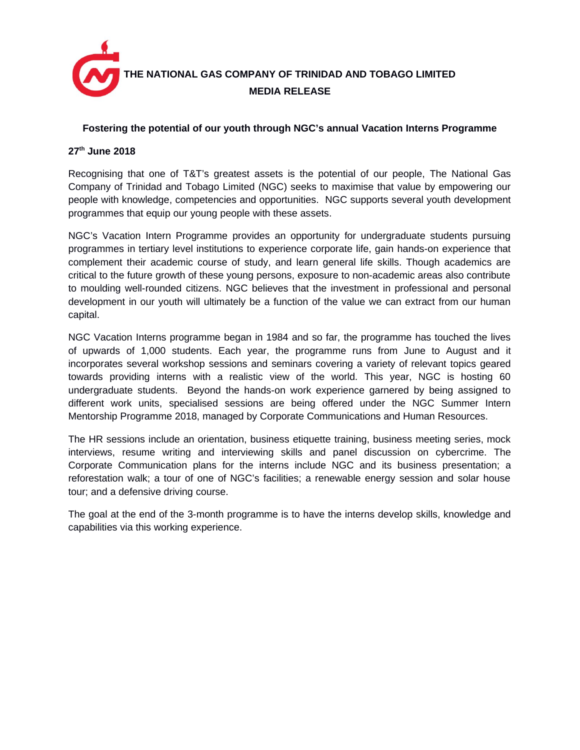**THE NATIONAL GAS COMPANY OF TRINIDAD AND TOBAGO LIMITED**

**MEDIA RELEASE**

## Fostering the potential of our youth through NGC's annual Vacation Interns Programme

**27th June 2018**

Recognising that one of T&T's greatest assets is the potential of our people, The National Gas Company of Trinidad and Tobago Limited (NGC) seeks to maximise that value by empowering our people with knowledge, competencies and opportunities. NGC supports several youth development programmes that equip our young people with these assets.

NGC's Vacation Intern Programme provides an opportunity for undergraduate students pursuing programmes in tertiary level institutions to experience corporate life, gain hands-on experience that complement their academic course of study, and learn general life skills. Though academics are critical to the future growth of these young persons, exposure to non-academic areas also contribute to moulding well-rounded citizens. NGC believes that the investment in professional and personal development in our youth will ultimately be a function of the value we can extract from our human capital.

NGC Vacation Interns programme began in 1984 and so far, the programme has touched the lives of upwards of 1,000 students. Each year, the programme runs from June to August and it incorporates several workshop sessions and seminars covering a variety of relevant topics geared towards providing interns with a realistic view of the world. This year, NGC is hosting 60 undergraduate students. Beyond the hands-on work experience garnered by being assigned to different work units, specialised sessions are being offered under the NGC Summer Intern Mentorship Programme 2018, managed by Corporate Communications and Human Resources.

The HR sessions include an orientation, business etiquette training, business meeting series, mock interviews, resume writing and interviewing skills and panel discussion on cybercrime. The Corporate Communication plans for the interns include NGC and its business presentation; a reforestation walk; a tour of one of NGC's facilities; a renewable energy session and solar house tour; and a defensive driving course.

The goal at the end of the 3-month programme is to have the interns develop skills, knowledge and capabilities via this working experience.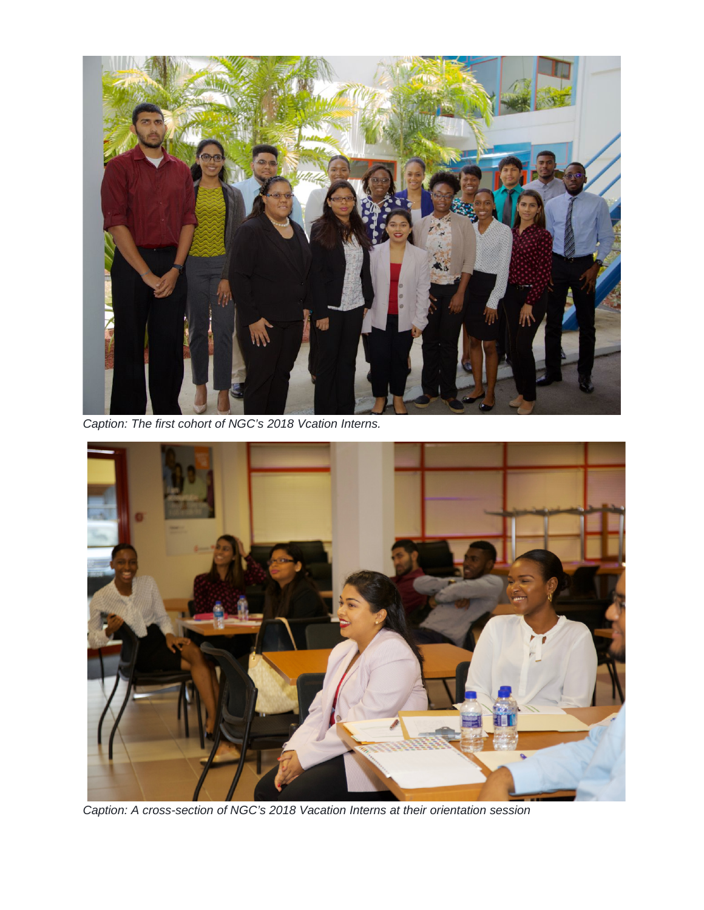Caption: The first cohort of NGC's 2018 Vcation Interns.

Caption: A cross-section of NGC's 2018 Vacation Interns at their orientation session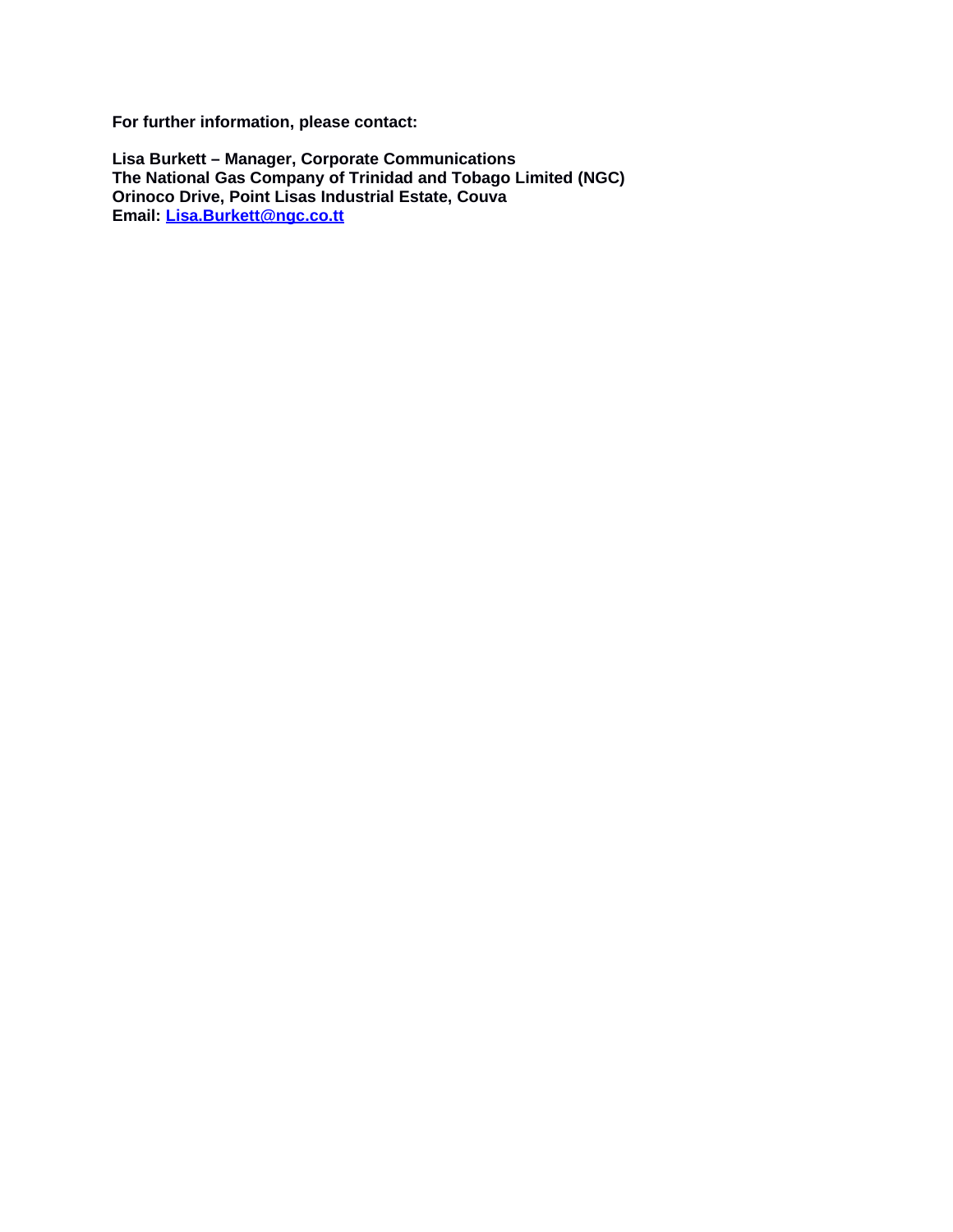**For further information, please contact:**

**Lisa Burkett – Manager, Corporate Communications**
**The National Gas Company of Trinidad and Tobago Limited (NGC)**
**Orinoco Drive, Point Lisas Industrial Estate, Couva**
**Email: [Lisa.Burkett@ngc.co.tt](mailto:Lisa.Burkett@ngc.co.tt)**